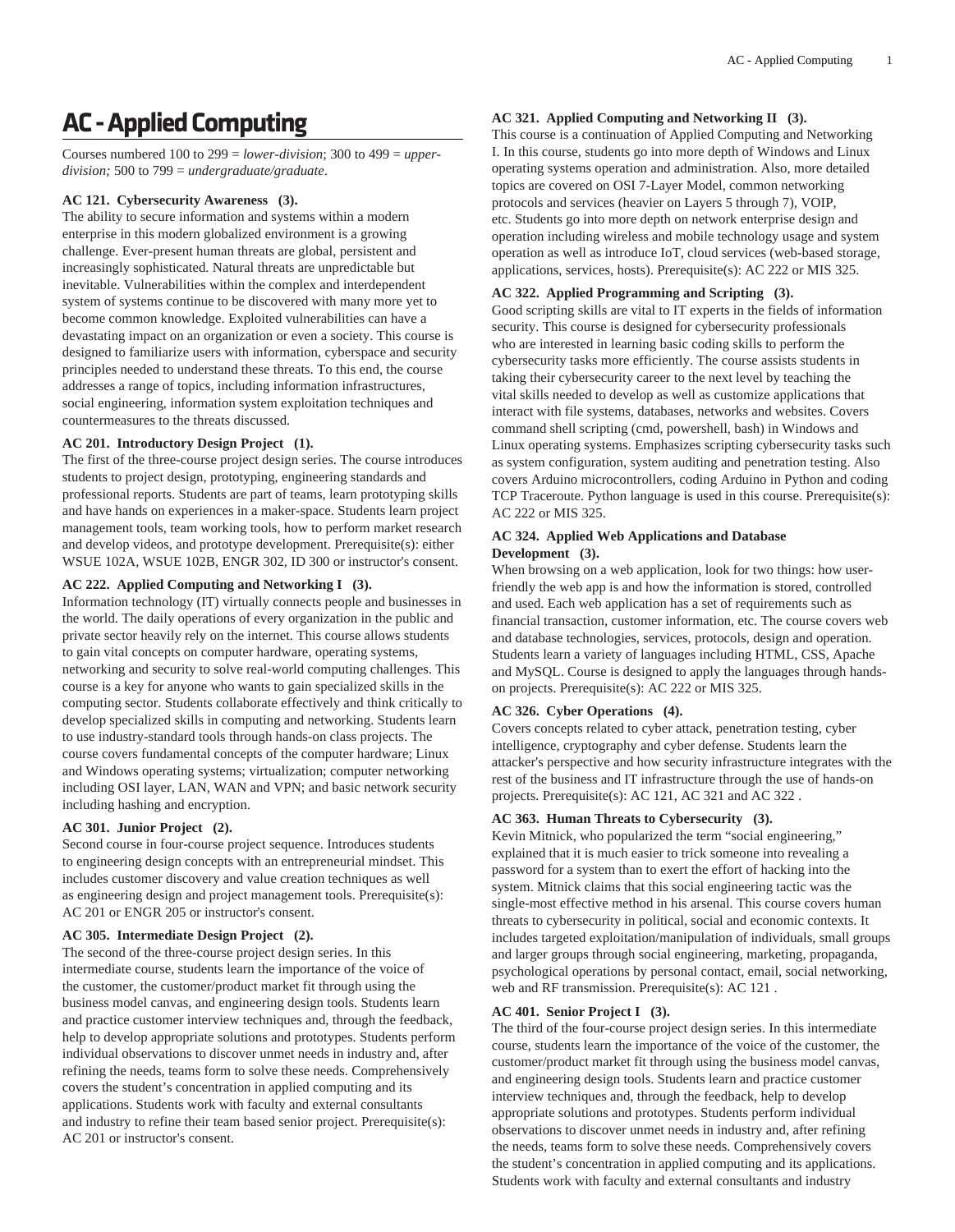# AC - Applied Computing

Courses numbered 100 to 299 = *lower-division*; 300 to 499 = *upper-division;* 500 to 799 = *undergraduate/graduate*.

**AC 121. Cybersecurity Awareness (3).**
The ability to secure information and systems within a modern enterprise in this modern globalized environment is a growing challenge. Ever-present human threats are global, persistent and increasingly sophisticated. Natural threats are unpredictable but inevitable. Vulnerabilities within the complex and interdependent system of systems continue to be discovered with many more yet to become common knowledge. Exploited vulnerabilities can have a devastating impact on an organization or even a society. This course is designed to familiarize users with information, cyberspace and security principles needed to understand these threats. To this end, the course addresses a range of topics, including information infrastructures, social engineering, information system exploitation techniques and countermeasures to the threats discussed.

**AC 201. Introductory Design Project (1).**
The first of the three-course project design series. The course introduces students to project design, prototyping, engineering standards and professional reports. Students are part of teams, learn prototyping skills and have hands on experiences in a maker-space. Students learn project management tools, team working tools, how to perform market research and develop videos, and prototype development. Prerequisite(s): either WSUE 102A, WSUE 102B, ENGR 302, ID 300 or instructor's consent.

**AC 222. Applied Computing and Networking I (3).**
Information technology (IT) virtually connects people and businesses in the world. The daily operations of every organization in the public and private sector heavily rely on the internet. This course allows students to gain vital concepts on computer hardware, operating systems, networking and security to solve real-world computing challenges. This course is a key for anyone who wants to gain specialized skills in the computing sector. Students collaborate effectively and think critically to develop specialized skills in computing and networking. Students learn to use industry-standard tools through hands-on class projects. The course covers fundamental concepts of the computer hardware; Linux and Windows operating systems; virtualization; computer networking including OSI layer, LAN, WAN and VPN; and basic network security including hashing and encryption.

**AC 301. Junior Project (2).**
Second course in four-course project sequence. Introduces students to engineering design concepts with an entrepreneurial mindset. This includes customer discovery and value creation techniques as well as engineering design and project management tools. Prerequisite(s): AC 201 or ENGR 205 or instructor's consent.

**AC 305. Intermediate Design Project (2).**
The second of the three-course project design series. In this intermediate course, students learn the importance of the voice of the customer, the customer/product market fit through using the business model canvas, and engineering design tools. Students learn and practice customer interview techniques and, through the feedback, help to develop appropriate solutions and prototypes. Students perform individual observations to discover unmet needs in industry and, after refining the needs, teams form to solve these needs. Comprehensively covers the student's concentration in applied computing and its applications. Students work with faculty and external consultants and industry to refine their team based senior project. Prerequisite(s): AC 201 or instructor's consent.

**AC 321. Applied Computing and Networking II (3).**
This course is a continuation of Applied Computing and Networking I. In this course, students go into more depth of Windows and Linux operating systems operation and administration. Also, more detailed topics are covered on OSI 7-Layer Model, common networking protocols and services (heavier on Layers 5 through 7), VOIP, etc. Students go into more depth on network enterprise design and operation including wireless and mobile technology usage and system operation as well as introduce IoT, cloud services (web-based storage, applications, services, hosts). Prerequisite(s): AC 222 or MIS 325.

**AC 322. Applied Programming and Scripting (3).**
Good scripting skills are vital to IT experts in the fields of information security. This course is designed for cybersecurity professionals who are interested in learning basic coding skills to perform the cybersecurity tasks more efficiently. The course assists students in taking their cybersecurity career to the next level by teaching the vital skills needed to develop as well as customize applications that interact with file systems, databases, networks and websites. Covers command shell scripting (cmd, powershell, bash) in Windows and Linux operating systems. Emphasizes scripting cybersecurity tasks such as system configuration, system auditing and penetration testing. Also covers Arduino microcontrollers, coding Arduino in Python and coding TCP Traceroute. Python language is used in this course. Prerequisite(s): AC 222 or MIS 325.

**AC 324. Applied Web Applications and Database Development (3).**
When browsing on a web application, look for two things: how user-friendly the web app is and how the information is stored, controlled and used. Each web application has a set of requirements such as financial transaction, customer information, etc. The course covers web and database technologies, services, protocols, design and operation. Students learn a variety of languages including HTML, CSS, Apache and MySQL. Course is designed to apply the languages through hands-on projects. Prerequisite(s): AC 222 or MIS 325.

**AC 326. Cyber Operations (4).**
Covers concepts related to cyber attack, penetration testing, cyber intelligence, cryptography and cyber defense. Students learn the attacker's perspective and how security infrastructure integrates with the rest of the business and IT infrastructure through the use of hands-on projects. Prerequisite(s): AC 121, AC 321 and AC 322 .

**AC 363. Human Threats to Cybersecurity (3).**
Kevin Mitnick, who popularized the term "social engineering," explained that it is much easier to trick someone into revealing a password for a system than to exert the effort of hacking into the system. Mitnick claims that this social engineering tactic was the single-most effective method in his arsenal. This course covers human threats to cybersecurity in political, social and economic contexts. It includes targeted exploitation/manipulation of individuals, small groups and larger groups through social engineering, marketing, propaganda, psychological operations by personal contact, email, social networking, web and RF transmission. Prerequisite(s): AC 121 .

**AC 401. Senior Project I (3).**
The third of the four-course project design series. In this intermediate course, students learn the importance of the voice of the customer, the customer/product market fit through using the business model canvas, and engineering design tools. Students learn and practice customer interview techniques and, through the feedback, help to develop appropriate solutions and prototypes. Students perform individual observations to discover unmet needs in industry and, after refining the needs, teams form to solve these needs. Comprehensively covers the student's concentration in applied computing and its applications. Students work with faculty and external consultants and industry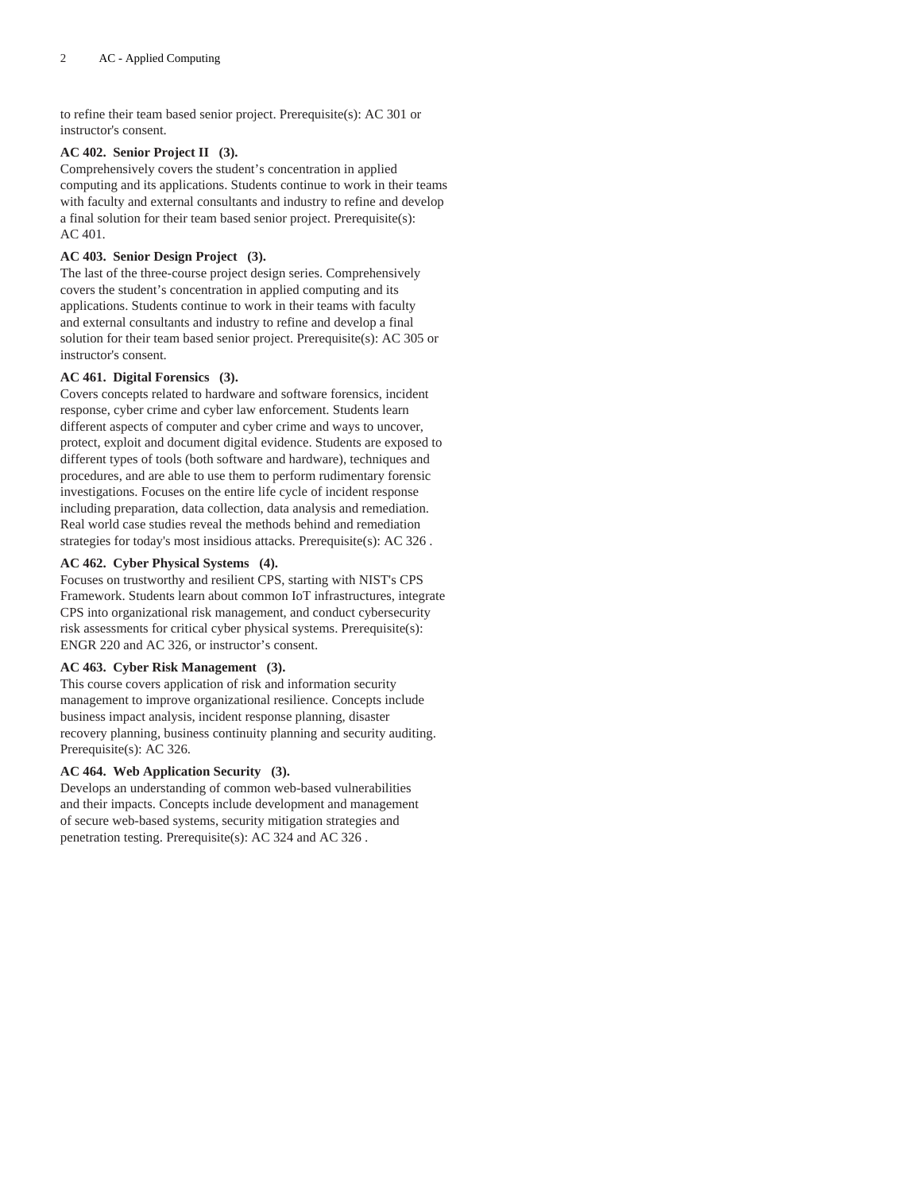to refine their team based senior project. Prerequisite(s): AC 301 or instructor's consent.

**AC 402. Senior Project II (3).**
Comprehensively covers the student's concentration in applied computing and its applications. Students continue to work in their teams with faculty and external consultants and industry to refine and develop a final solution for their team based senior project. Prerequisite(s): AC 401.

**AC 403. Senior Design Project (3).**
The last of the three-course project design series. Comprehensively covers the student's concentration in applied computing and its applications. Students continue to work in their teams with faculty and external consultants and industry to refine and develop a final solution for their team based senior project. Prerequisite(s): AC 305 or instructor's consent.

**AC 461. Digital Forensics (3).**
Covers concepts related to hardware and software forensics, incident response, cyber crime and cyber law enforcement. Students learn different aspects of computer and cyber crime and ways to uncover, protect, exploit and document digital evidence. Students are exposed to different types of tools (both software and hardware), techniques and procedures, and are able to use them to perform rudimentary forensic investigations. Focuses on the entire life cycle of incident response including preparation, data collection, data analysis and remediation. Real world case studies reveal the methods behind and remediation strategies for today's most insidious attacks. Prerequisite(s): AC 326 .

**AC 462. Cyber Physical Systems (4).**
Focuses on trustworthy and resilient CPS, starting with NIST's CPS Framework. Students learn about common IoT infrastructures, integrate CPS into organizational risk management, and conduct cybersecurity risk assessments for critical cyber physical systems. Prerequisite(s): ENGR 220 and AC 326, or instructor's consent.

**AC 463. Cyber Risk Management (3).**
This course covers application of risk and information security management to improve organizational resilience. Concepts include business impact analysis, incident response planning, disaster recovery planning, business continuity planning and security auditing. Prerequisite(s): AC 326.

**AC 464. Web Application Security (3).**
Develops an understanding of common web-based vulnerabilities and their impacts. Concepts include development and management of secure web-based systems, security mitigation strategies and penetration testing. Prerequisite(s): AC 324 and AC 326 .